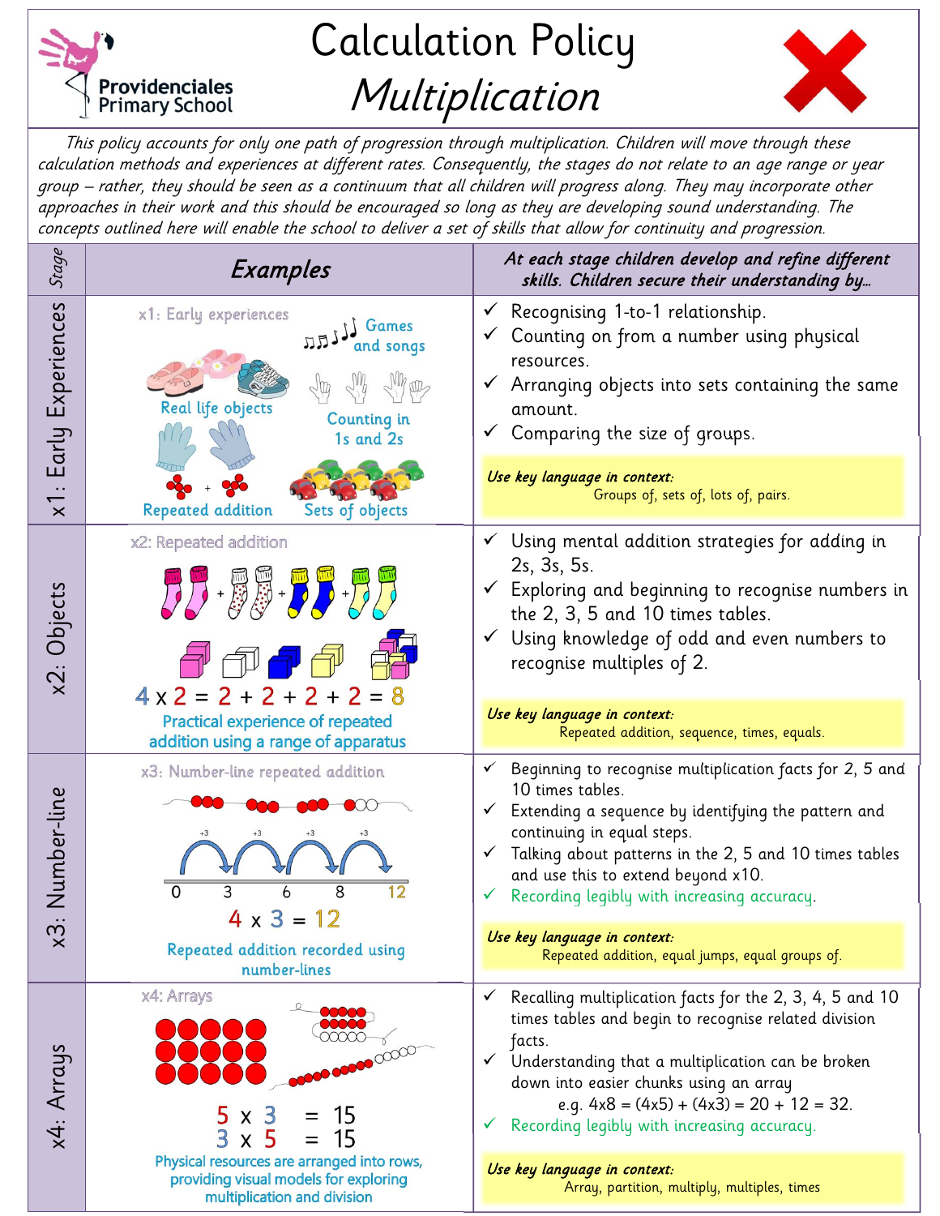# Calculation Policy

## *Multiplication*

Providenciales Primary School

*This policy accounts for only one path of progression through multiplication. Children will move through these calculation methods and experiences at different rates. Consequently, the stages do not relate to an age range or year group – rather, they should be seen as a continuum that all children will progress along. They may incorporate other approaches in their work and this should be encouraged so long as they are developing sound understanding. The concepts outlined here will enable the school to deliver a set of skills that allow for continuity and progression.*

| *Stage* | ***Examples*** | ***At each stage children develop and refine different skills. Children secure their understanding by…*** |
|---|---|---|
| x1: Early Experiences | x1: Early experiences<br>Real life objects<br>Games and songs<br>Counting in 1s and 2s<br>Repeated addition<br>Sets of objects | ✓ Recognising 1-to-1 relationship.<br>✓ Counting on from a number using physical resources.<br>✓ Arranging objects into sets containing the same amount.<br>✓ Comparing the size of groups.<br>***Use key language in context:*** Groups of, sets of, lots of, pairs. |
| x2: Objects | x2: Repeated addition<br>$4 \times 2 = 2 + 2 + 2 + 2 = 8$<br>Practical experience of repeated addition using a range of apparatus | ✓ Using mental addition strategies for adding in 2s, 3s, 5s.<br>✓ Exploring and beginning to recognise numbers in the 2, 3, 5 and 10 times tables.<br>✓ Using knowledge of odd and even numbers to recognise multiples of 2.<br>***Use key language in context:*** Repeated addition, sequence, times, equals. |
| x3: Number-line | x3: Number-line repeated addition<br>+3 +3 +3 +3<br>0 3 6 8 12<br>$4 \times 3 = 12$<br>Repeated addition recorded using number-lines | ✓ Beginning to recognise multiplication facts for 2, 5 and 10 times tables.<br>✓ Extending a sequence by identifying the pattern and continuing in equal steps.<br>✓ Talking about patterns in the 2, 5 and 10 times tables and use this to extend beyond x10.<br>✓ Recording legibly with increasing accuracy.<br>***Use key language in context:*** Repeated addition, equal jumps, equal groups of. |
| x4: Arrays | x4: Arrays<br>$5 \times 3 = 15$<br>$3 \times 5 = 15$<br>Physical resources are arranged into rows, providing visual models for exploring multiplication and division | ✓ Recalling multiplication facts for the 2, 3, 4, 5 and 10 times tables and begin to recognise related division facts.<br>✓ Understanding that a multiplication can be broken down into easier chunks using an array e.g. $4 \times 8 = (4 \times 5) + (4 \times 3) = 20 + 12 = 32$.<br>✓ Recording legibly with increasing accuracy.<br>***Use key language in context:*** Array, partition, multiply, multiples, times |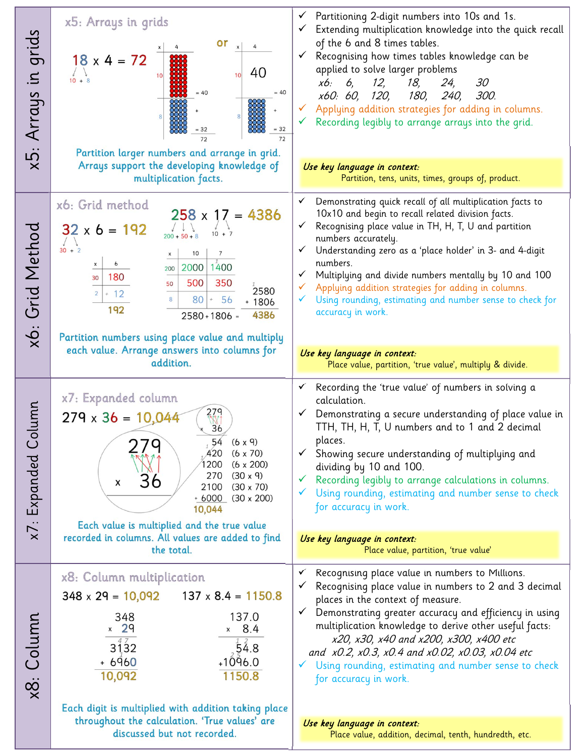## x5: Arrays in grids

### x5: Arrays in grids

18 x 4 = 72

10 + 8

| x | 4 |
| --- | --- |
| 10 | 40 |
| 8 | 32 |
| | 72 |

Partition larger numbers and arrange in grid. Arrays support the developing knowledge of multiplication facts.

- ✓ Partitioning 2-digit numbers into 10s and 1s.
- ✓ Extending multiplication knowledge into the quick recall of the 6 and 8 times tables.
- ✓ Recognising how times tables knowledge can be applied to solve larger problems
  - x6: 6, 12, 18, 24, 30
  - x60: 60, 120, 180, 240, 300.
- ✓ Applying addition strategies for adding in columns.
- ✓ Recording legibly to arrange arrays into the grid.

***Use key language in context:*** Partition, tens, units, times, groups of, product.

## x6: Grid Method

### x6: Grid method

32 x 6 = 192

30 + 2

| x | 6 |
| --- | --- |
| 30 | 180 |
| 2 | + 12 |
| | 192 |

258 x 17 = 4386

200 + 50 + 8 ; 10 + 7

| x | 10 | 7 |
| --- | --- | --- |
| 200 | 2000 | 1400 |
| 50 | 500 | 350 |
| 8 | 80 | + 56 |
| | 2580 + 1806 = | |

2580
+ 1806
4386

Partition numbers using place value and multiply each value. Arrange answers into columns for addition.

- ✓ Demonstrating quick recall of all multiplication facts to 10x10 and begin to recall related division facts.
- ✓ Recognising place value in TH, H, T, U and partition numbers accurately.
- ✓ Understanding zero as a 'place holder' in 3- and 4-digit numbers.
- ✓ Multiplying and divide numbers mentally by 10 and 100
- ✓ Applying addition strategies for adding in columns.
- ✓ Using rounding, estimating and number sense to check for accuracy in work.

***Use key language in context:*** Place value, partition, 'true value', multiply & divide.

## x7: Expanded Column

### x7: Expanded column

279 x 36 = 10,044

```
   279
 x  36
    54   (6 x 9)
   420   (6 x 70)
  1200   (6 x 200)
   270   (30 x 9)
  2100   (30 x 70)
+ 6000   (30 x 200)
 10,044
```

Each value is multiplied and the true value recorded in columns. All values are added to find the total.

- ✓ Recording the 'true value' of numbers in solving a calculation.
- ✓ Demonstrating a secure understanding of place value in TTH, TH, H, T, U numbers and to 1 and 2 decimal places.
- ✓ Showing secure understanding of multiplying and dividing by 10 and 100.
- ✓ Recording legibly to arrange calculations in columns.
- ✓ Using rounding, estimating and number sense to check for accuracy in work.

***Use key language in context:*** Place value, partition, 'true value'

## x8: Column

### x8: Column multiplication

348 x 29 = 10,092

```
   348
 x  29
  3132
+ 6960
 10,092
```

137 x 8.4 = 1150.8

```
   137.0
 x   8.4
    54.8
+ 1096.0
  1150.8
```

Each digit is multiplied with addition taking place throughout the calculation. 'True values' are discussed but not recorded.

- ✓ Recognising place value in numbers to Millions.
- ✓ Recognising place value in numbers to 2 and 3 decimal places in the context of measure.
- ✓ Demonstrating greater accuracy and efficiency in using multiplication knowledge to derive other useful facts:
  *x20, x30, x40 and x200, x300, x400 etc*
  *and x0.2, x0.3, x0.4 and x0.02, x0.03, x0.04 etc*
- ✓ Using rounding, estimating and number sense to check for accuracy in work.

***Use key language in context:*** Place value, addition, decimal, tenth, hundredth, etc.